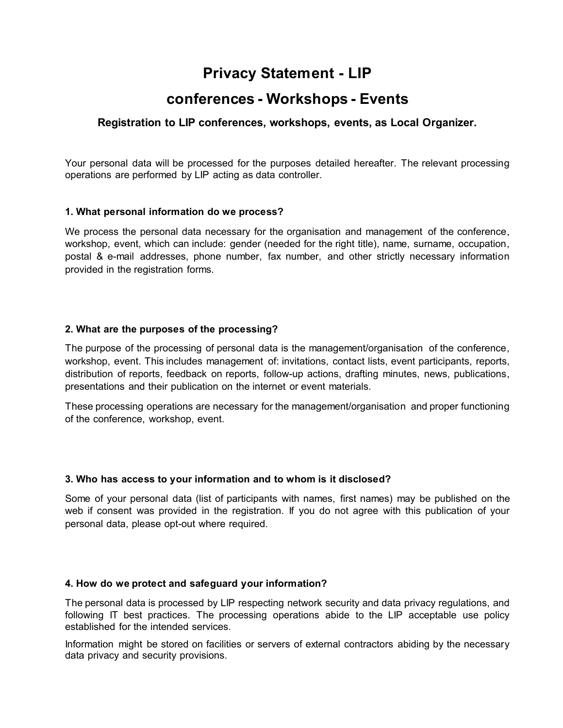# Privacy Statement - LIP conferences - Workshops - Events

### Registration to LIP conferences, workshops, events, as Local Organizer.

Your personal data will be processed for the purposes detailed hereafter. The relevant processing operations are performed by LIP acting as data controller.

#### 1. What personal information do we process?

We process the personal data necessary for the organisation and management of the conference, workshop, event, which can include: gender (needed for the right title), name, surname, occupation, postal & e-mail addresses, phone number, fax number, and other strictly necessary information provided in the registration forms.

#### 2. What are the purposes of the processing?

The purpose of the processing of personal data is the management/organisation of the conference, workshop, event. This includes management of: invitations, contact lists, event participants, reports, distribution of reports, feedback on reports, follow-up actions, drafting minutes, news, publications, presentations and their publication on the internet or event materials.

These processing operations are necessary for the management/organisation and proper functioning of the conference, workshop, event.

#### 3. Who has access to your information and to whom is it disclosed?

Some of your personal data (list of participants with names, first names) may be published on the web if consent was provided in the registration. If you do not agree with this publication of your personal data, please opt-out where required.

#### 4. How do we protect and safeguard your information?

The personal data is processed by LIP respecting network security and data privacy regulations, and following IT best practices. The processing operations abide to the LIP acceptable use policy established for the intended services.

Information might be stored on facilities or servers of external contractors abiding by the necessary data privacy and security provisions.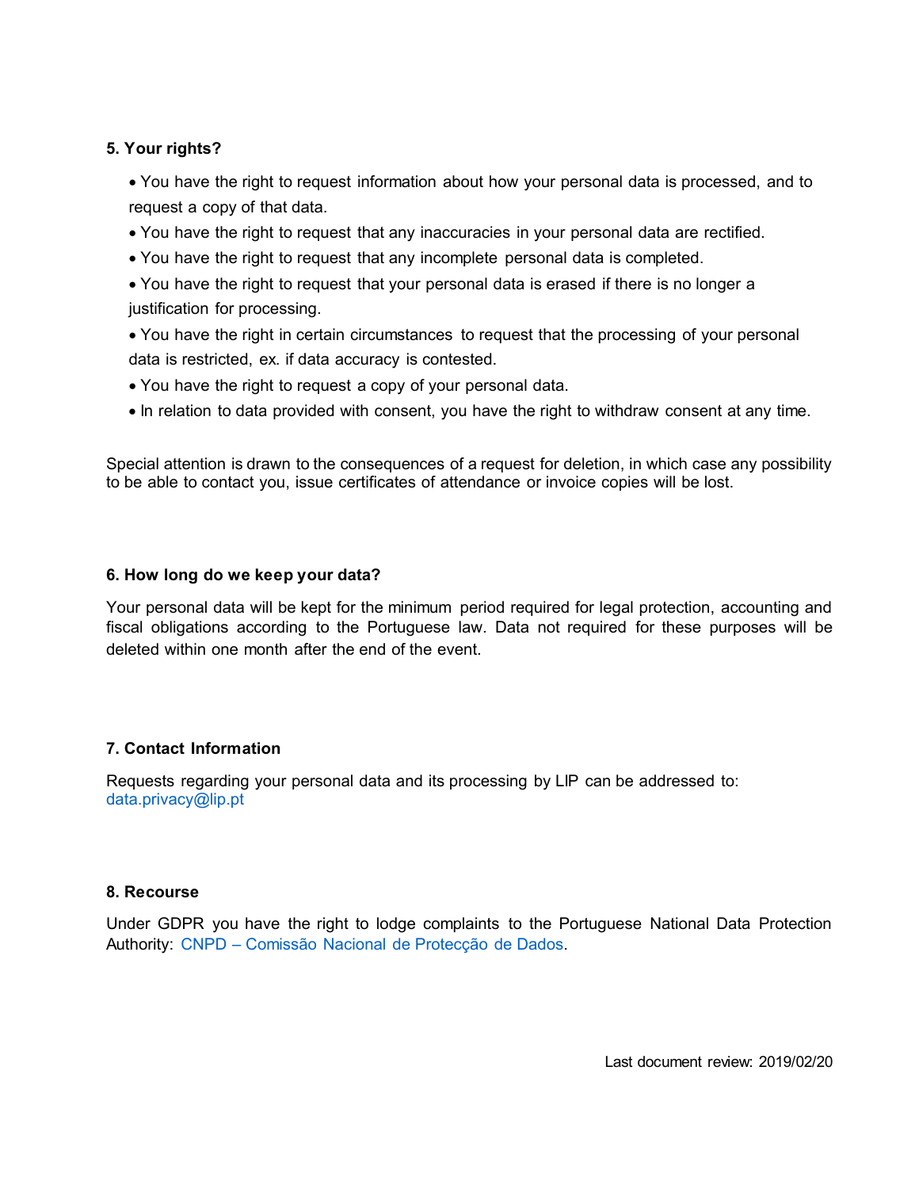## 5. Your rights?

- You have the right to request information about how your personal data is processed, and to request a copy of that data.
- You have the right to request that any inaccuracies in your personal data are rectified.
- You have the right to request that any incomplete personal data is completed.
- You have the right to request that your personal data is erased if there is no longer a justification for processing.
- You have the right in certain circumstances to request that the processing of your personal data is restricted, ex. if data accuracy is contested.
- You have the right to request a copy of your personal data.
- In relation to data provided with consent, you have the right to withdraw consent at any time.

Special attention is drawn to the consequences of a request for deletion, in which case any possibility to be able to contact you, issue certificates of attendance or invoice copies will be lost.

## 6. How long do we keep your data?

Your personal data will be kept for the minimum period required for legal protection, accounting and fiscal obligations according to the Portuguese law. Data not required for these purposes will be deleted within one month after the end of the event.

## 7. Contact Information

Requests regarding your personal data and its processing by LIP can be addressed to: data.privacy@lip.pt

## 8. Recourse

Under GDPR you have the right to lodge complaints to the Portuguese National Data Protection Authority: CNPD – Comissão Nacional de Protecção de Dados.

Last document review: 2019/02/20